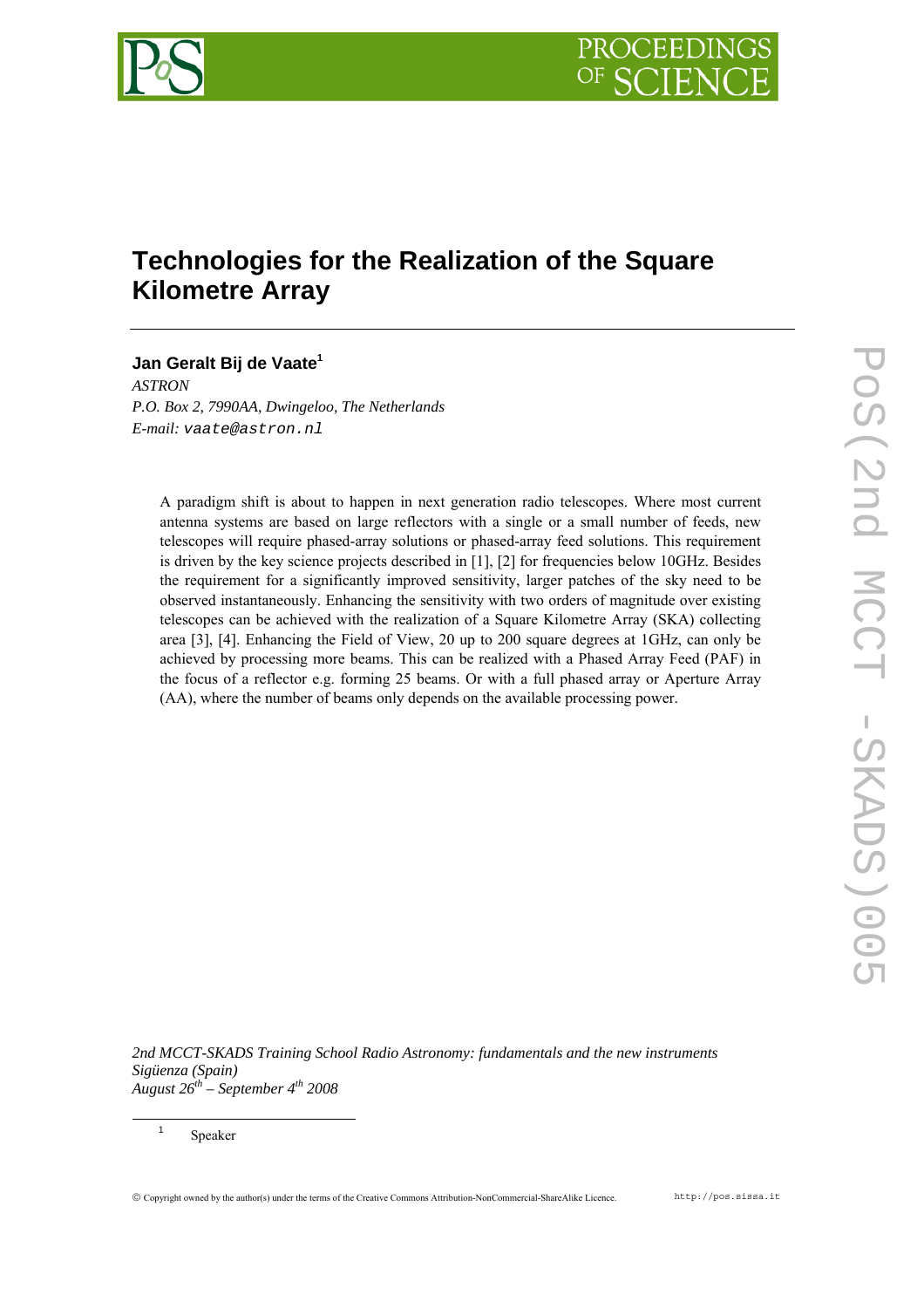# Technologies for the Realization of the Square Kilometre Array

**Jan Geralt Bij de Vaate**[1]

*ASTRON*
*P.O. Box 2, 7990AA, Dwingeloo, The Netherlands*
*E-mail:* vaate@astron.nl

A paradigm shift is about to happen in next generation radio telescopes. Where most current antenna systems are based on large reflectors with a single or a small number of feeds, new telescopes will require phased-array solutions or phased-array feed solutions. This requirement is driven by the key science projects described in [1], [2] for frequencies below 10GHz. Besides the requirement for a significantly improved sensitivity, larger patches of the sky need to be observed instantaneously. Enhancing the sensitivity with two orders of magnitude over existing telescopes can be achieved with the realization of a Square Kilometre Array (SKA) collecting area [3], [4]. Enhancing the Field of View, 20 up to 200 square degrees at 1GHz, can only be achieved by processing more beams. This can be realized with a Phased Array Feed (PAF) in the focus of a reflector e.g. forming 25 beams. Or with a full phased array or Aperture Array (AA), where the number of beams only depends on the available processing power.

*2nd MCCT-SKADS Training School Radio Astronomy: fundamentals and the new instruments*
*Sigüenza (Spain)*
*August 26th – September 4th 2008*

[1] Speaker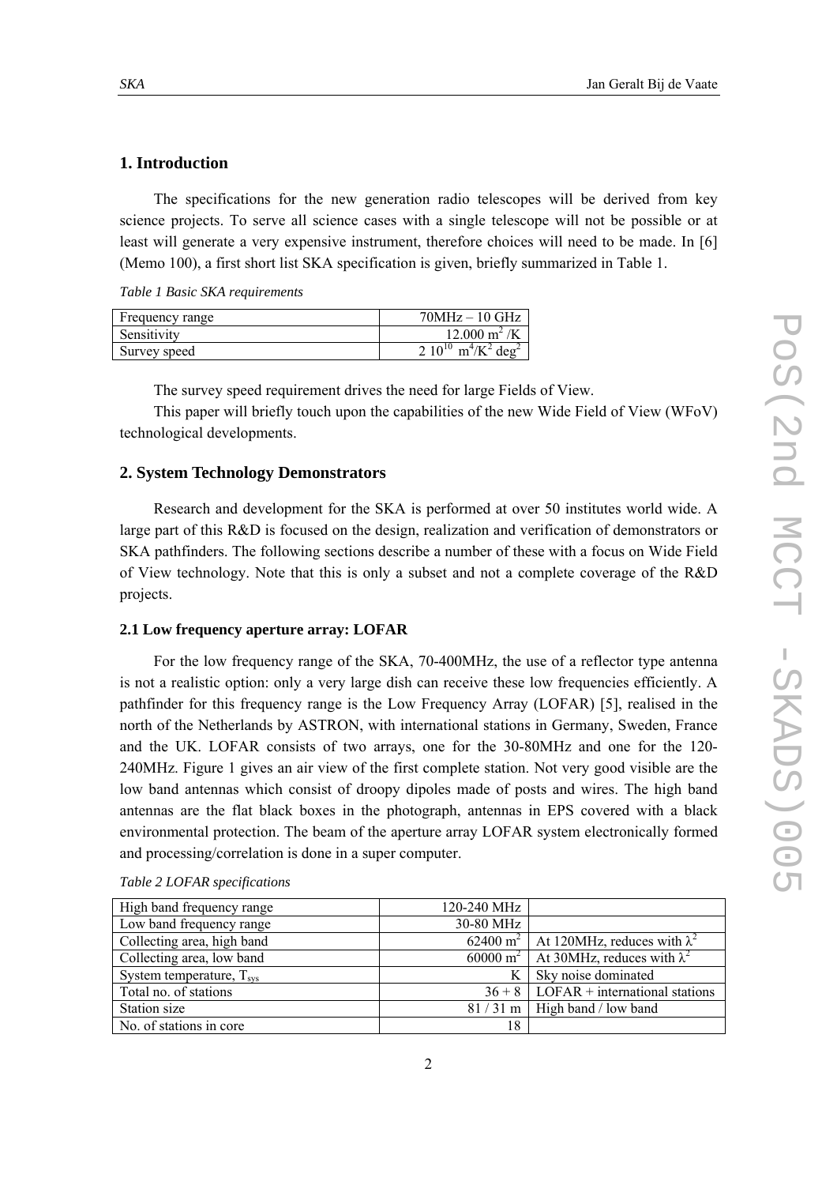## 1. Introduction

The specifications for the new generation radio telescopes will be derived from key science projects. To serve all science cases with a single telescope will not be possible or at least will generate a very expensive instrument, therefore choices will need to be made. In [6] (Memo 100), a first short list SKA specification is given, briefly summarized in Table 1.

*Table 1 Basic SKA requirements*

| | |
|---|---|
| Frequency range | 70MHz – 10 GHz |
| Sensitivity | 12.000 $m^2$ /K |
| Survey speed | 2 $10^{10}$ $m^4/K^2$ $deg^2$ |

The survey speed requirement drives the need for large Fields of View.

This paper will briefly touch upon the capabilities of the new Wide Field of View (WFoV) technological developments.

## 2. System Technology Demonstrators

Research and development for the SKA is performed at over 50 institutes world wide. A large part of this R&D is focused on the design, realization and verification of demonstrators or SKA pathfinders. The following sections describe a number of these with a focus on Wide Field of View technology. Note that this is only a subset and not a complete coverage of the R&D projects.

### 2.1 Low frequency aperture array: LOFAR

For the low frequency range of the SKA, 70-400MHz, the use of a reflector type antenna is not a realistic option: only a very large dish can receive these low frequencies efficiently. A pathfinder for this frequency range is the Low Frequency Array (LOFAR) [5], realised in the north of the Netherlands by ASTRON, with international stations in Germany, Sweden, France and the UK. LOFAR consists of two arrays, one for the 30-80MHz and one for the 120-240MHz. Figure 1 gives an air view of the first complete station. Not very good visible are the low band antennas which consist of droopy dipoles made of posts and wires. The high band antennas are the flat black boxes in the photograph, antennas in EPS covered with a black environmental protection. The beam of the aperture array LOFAR system electronically formed and processing/correlation is done in a super computer.

*Table 2 LOFAR specifications*

| | | |
|---|---|---|
| High band frequency range | 120-240 MHz | |
| Low band frequency range | 30-80 MHz | |
| Collecting area, high band | 62400 $m^2$ | At 120MHz, reduces with $\lambda^2$ |
| Collecting area, low band | 60000 $m^2$ | At 30MHz, reduces with $\lambda^2$ |
| System temperature, $T_{sys}$ | K | Sky noise dominated |
| Total no. of stations | 36 + 8 | LOFAR + international stations |
| Station size | 81 / 31 m | High band / low band |
| No. of stations in core | 18 | |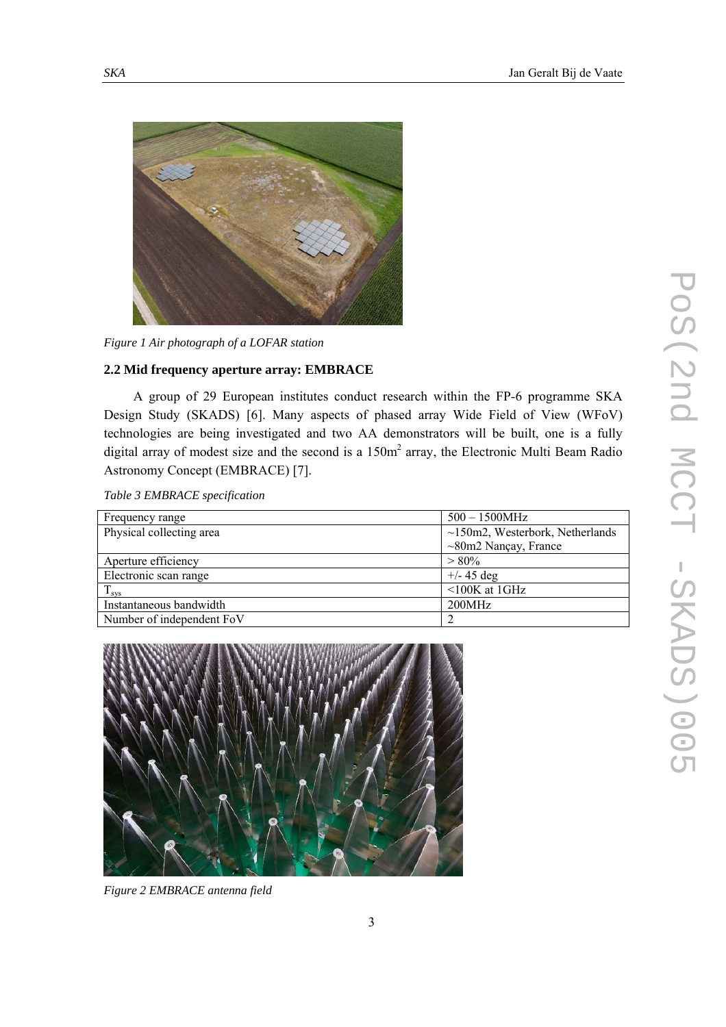*Figure 1 Air photograph of a LOFAR station*

### 2.2 Mid frequency aperture array: EMBRACE

A group of 29 European institutes conduct research within the FP-6 programme SKA Design Study (SKADS) [6]. Many aspects of phased array Wide Field of View (WFoV) technologies are being investigated and two AA demonstrators will be built, one is a fully digital array of modest size and the second is a 150m$^2$ array, the Electronic Multi Beam Radio Astronomy Concept (EMBRACE) [7].

*Table 3 EMBRACE specification*

| | |
|---|---|
| Frequency range | 500 – 1500MHz |
| Physical collecting area | ~150m2, Westerbork, Netherlands<br>~80m2 Nançay, France |
| Aperture efficiency | > 80% |
| Electronic scan range | +/- 45 deg |
| $T_{sys}$ | <100K at 1GHz |
| Instantaneous bandwidth | 200MHz |
| Number of independent FoV | 2 |

*Figure 2 EMBRACE antenna field*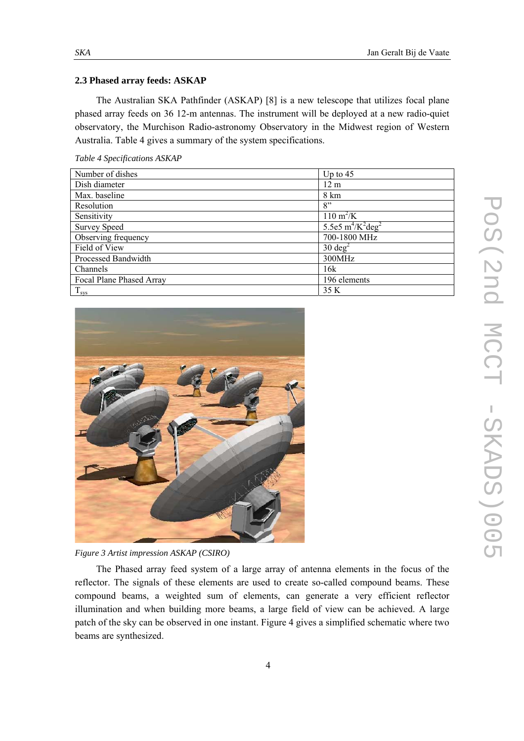### 2.3 Phased array feeds: ASKAP

The Australian SKA Pathfinder (ASKAP) [8] is a new telescope that utilizes focal plane phased array feeds on 36 12-m antennas. The instrument will be deployed at a new radio-quiet observatory, the Murchison Radio-astronomy Observatory in the Midwest region of Western Australia. Table 4 gives a summary of the system specifications.

*Table 4 Specifications ASKAP*

| | |
|---|---|
| Number of dishes | Up to 45 |
| Dish diameter | 12 m |
| Max. baseline | 8 km |
| Resolution | 8” |
| Sensitivity | 110 $m^2/K$ |
| Survey Speed | 5.5e5 $m^4/K^2deg^2$ |
| Observing frequency | 700-1800 MHz |
| Field of View | 30 $deg^2$ |
| Processed Bandwidth | 300MHz |
| Channels | 16k |
| Focal Plane Phased Array | 196 elements |
| $T_{sys}$ | 35 K |

*Figure 3 Artist impression ASKAP (CSIRO)*

The Phased array feed system of a large array of antenna elements in the focus of the reflector. The signals of these elements are used to create so-called compound beams. These compound beams, a weighted sum of elements, can generate a very efficient reflector illumination and when building more beams, a large field of view can be achieved. A large patch of the sky can be observed in one instant. Figure 4 gives a simplified schematic where two beams are synthesized.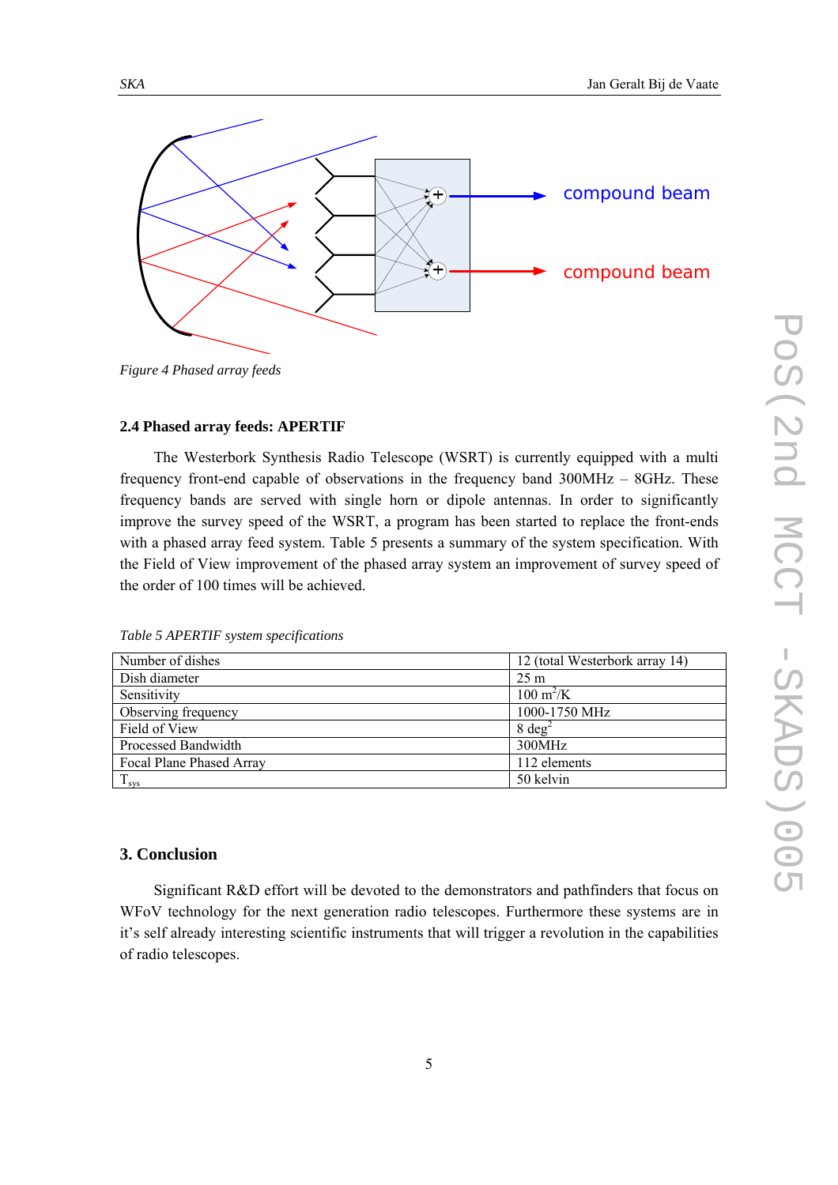Figure 4 Phased array feeds

### 2.4 Phased array feeds: APERTIF

The Westerbork Synthesis Radio Telescope (WSRT) is currently equipped with a multi frequency front-end capable of observations in the frequency band 300MHz – 8GHz. These frequency bands are served with single horn or dipole antennas. In order to significantly improve the survey speed of the WSRT, a program has been started to replace the front-ends with a phased array feed system. Table 5 presents a summary of the system specification. With the Field of View improvement of the phased array system an improvement of survey speed of the order of 100 times will be achieved.

*Table 5 APERTIF system specifications*

| Parameter | Value |
|---|---|
| Number of dishes | 12 (total Westerbork array 14) |
| Dish diameter | 25 m |
| Sensitivity | 100 $m^2$/K |
| Observing frequency | 1000-1750 MHz |
| Field of View | 8 $deg^2$ |
| Processed Bandwidth | 300MHz |
| Focal Plane Phased Array | 112 elements |
| $T_{sys}$ | 50 kelvin |

## 3. Conclusion

Significant R&D effort will be devoted to the demonstrators and pathfinders that focus on WFoV technology for the next generation radio telescopes. Furthermore these systems are in it's self already interesting scientific instruments that will trigger a revolution in the capabilities of radio telescopes.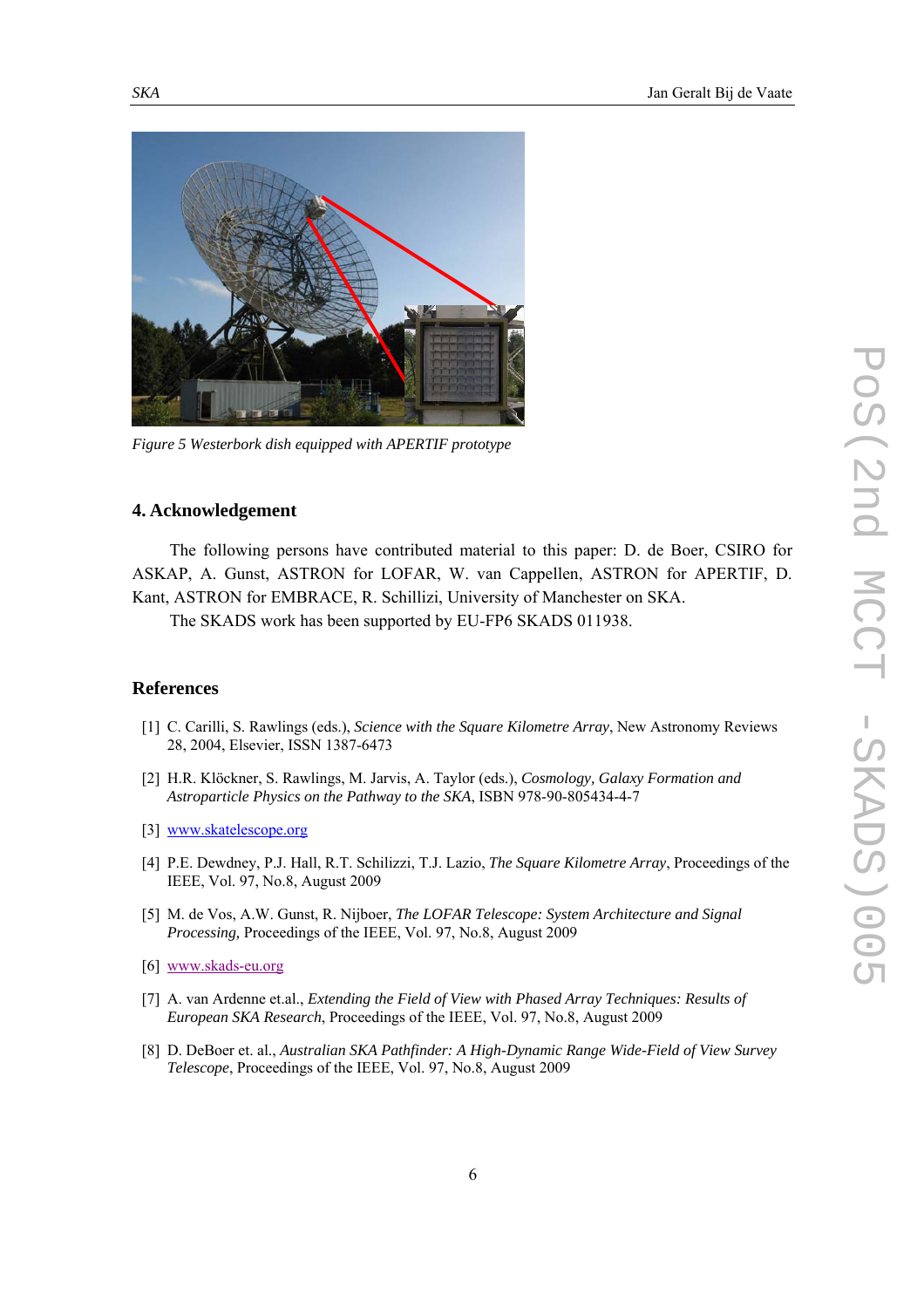*Figure 5 Westerbork dish equipped with APERTIF prototype*

## 4. Acknowledgement

The following persons have contributed material to this paper: D. de Boer, CSIRO for ASKAP, A. Gunst, ASTRON for LOFAR, W. van Cappellen, ASTRON for APERTIF, D. Kant, ASTRON for EMBRACE, R. Schillizi, University of Manchester on SKA.

The SKADS work has been supported by EU-FP6 SKADS 011938.

## References

[1] C. Carilli, S. Rawlings (eds.), *Science with the Square Kilometre Array*, New Astronomy Reviews 28, 2004, Elsevier, ISSN 1387-6473

[2] H.R. Klöckner, S. Rawlings, M. Jarvis, A. Taylor (eds.), *Cosmology, Galaxy Formation and Astroparticle Physics on the Pathway to the SKA*, ISBN 978-90-805434-4-7

[3] www.skatelescope.org

[4] P.E. Dewdney, P.J. Hall, R.T. Schilizzi, T.J. Lazio, *The Square Kilometre Array*, Proceedings of the IEEE, Vol. 97, No.8, August 2009

[5] M. de Vos, A.W. Gunst, R. Nijboer, *The LOFAR Telescope: System Architecture and Signal Processing,* Proceedings of the IEEE, Vol. 97, No.8, August 2009

[6] www.skads-eu.org

[7] A. van Ardenne et.al., *Extending the Field of View with Phased Array Techniques: Results of European SKA Research*, Proceedings of the IEEE, Vol. 97, No.8, August 2009

[8] D. DeBoer et. al., *Australian SKA Pathfinder: A High-Dynamic Range Wide-Field of View Survey Telescope*, Proceedings of the IEEE, Vol. 97, No.8, August 2009